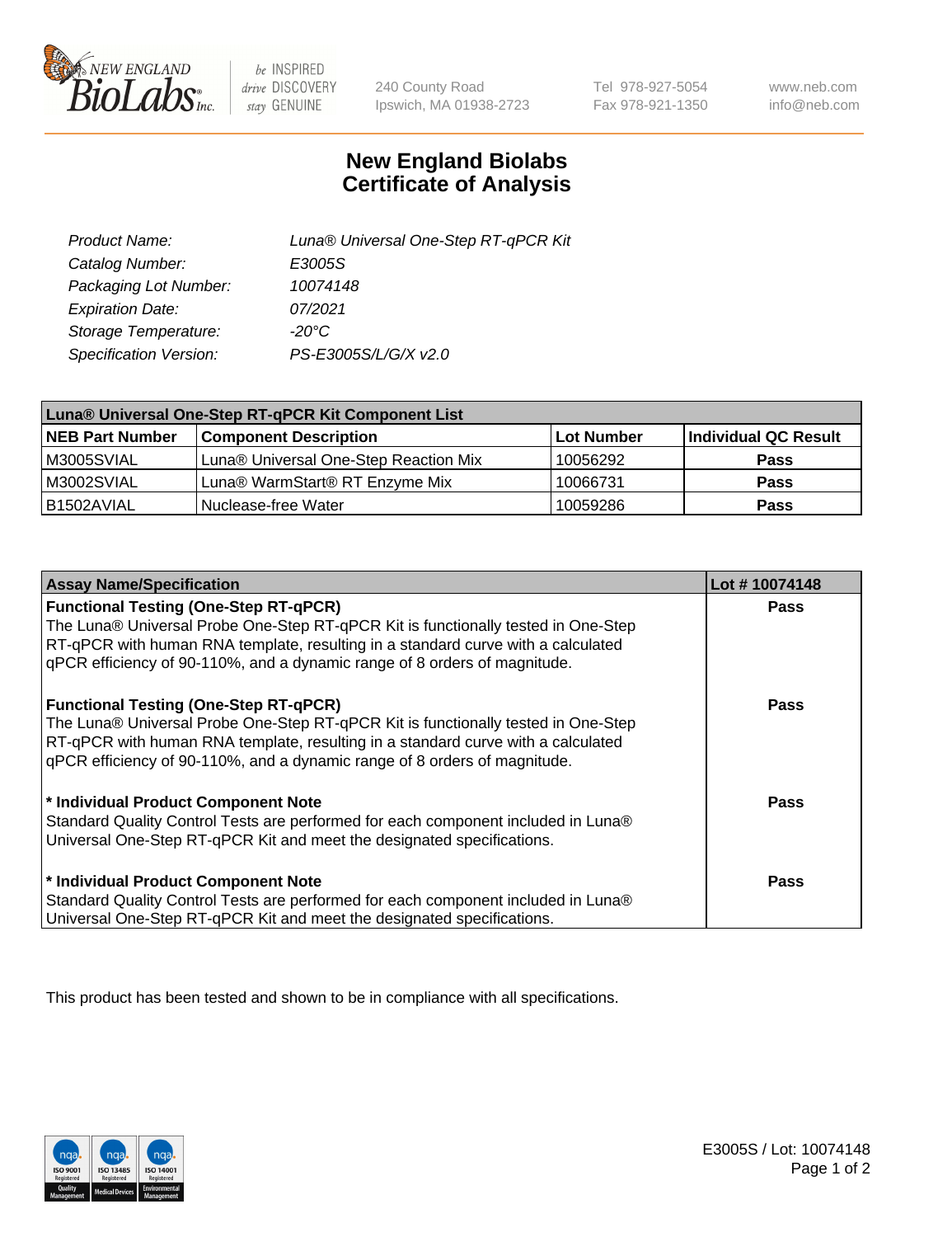# New England Biolabs Certificate of Analysis

| | |
|---|---|
| Product Name: | Luna® Universal One-Step RT-qPCR Kit |
| Catalog Number: | E3005S |
| Packaging Lot Number: | 10074148 |
| Expiration Date: | 07/2021 |
| Storage Temperature: | -20°C |
| Specification Version: | PS-E3005S/L/G/X v2.0 |

| Luna® Universal One-Step RT-qPCR Kit Component List | | | |
|---|---|---|---|
| **NEB Part Number** | **Component Description** | **Lot Number** | **Individual QC Result** |
| M3005SVIAL | Luna® Universal One-Step Reaction Mix | 10056292 | **Pass** |
| M3002SVIAL | Luna® WarmStart® RT Enzyme Mix | 10066731 | **Pass** |
| B1502AVIAL | Nuclease-free Water | 10059286 | **Pass** |

| Assay Name/Specification | Lot # 10074148 |
|---|---|
| **Functional Testing (One-Step RT-qPCR)**<br>The Luna® Universal Probe One-Step RT-qPCR Kit is functionally tested in One-Step RT-qPCR with human RNA template, resulting in a standard curve with a calculated qPCR efficiency of 90-110%, and a dynamic range of 8 orders of magnitude. | **Pass** |
| **Functional Testing (One-Step RT-qPCR)**<br>The Luna® Universal Probe One-Step RT-qPCR Kit is functionally tested in One-Step RT-qPCR with human RNA template, resulting in a standard curve with a calculated qPCR efficiency of 90-110%, and a dynamic range of 8 orders of magnitude. | **Pass** |
| **\* Individual Product Component Note**<br>Standard Quality Control Tests are performed for each component included in Luna® Universal One-Step RT-qPCR Kit and meet the designated specifications. | **Pass** |
| **\* Individual Product Component Note**<br>Standard Quality Control Tests are performed for each component included in Luna® Universal One-Step RT-qPCR Kit and meet the designated specifications. | **Pass** |

This product has been tested and shown to be in compliance with all specifications.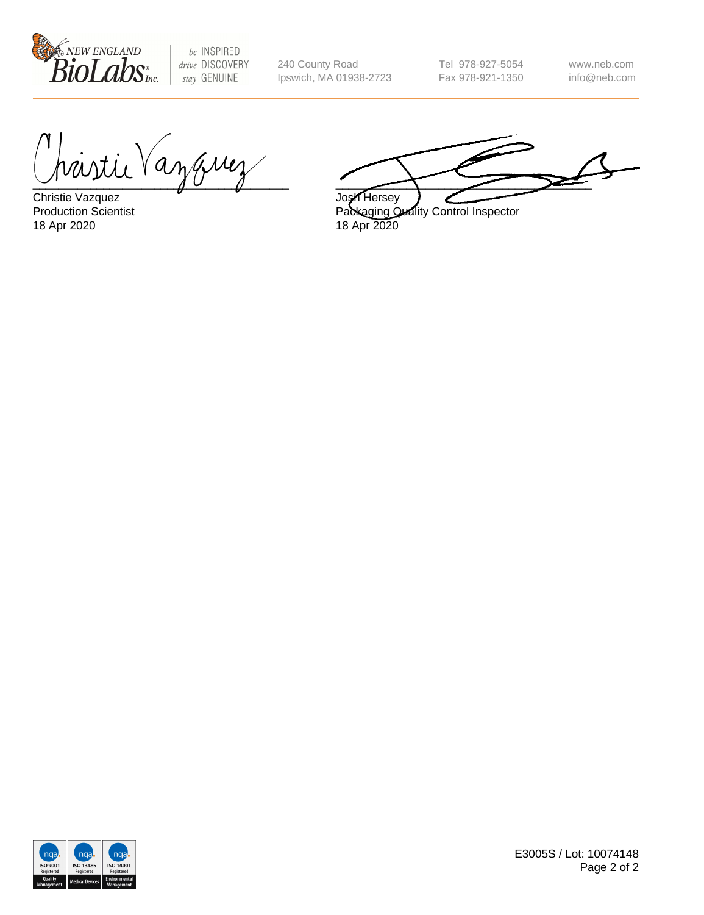Christie Vazquez
Production Scientist
18 Apr 2020

Josh Hersey
Packaging Quality Control Inspector
18 Apr 2020

E3005S / Lot: 10074148